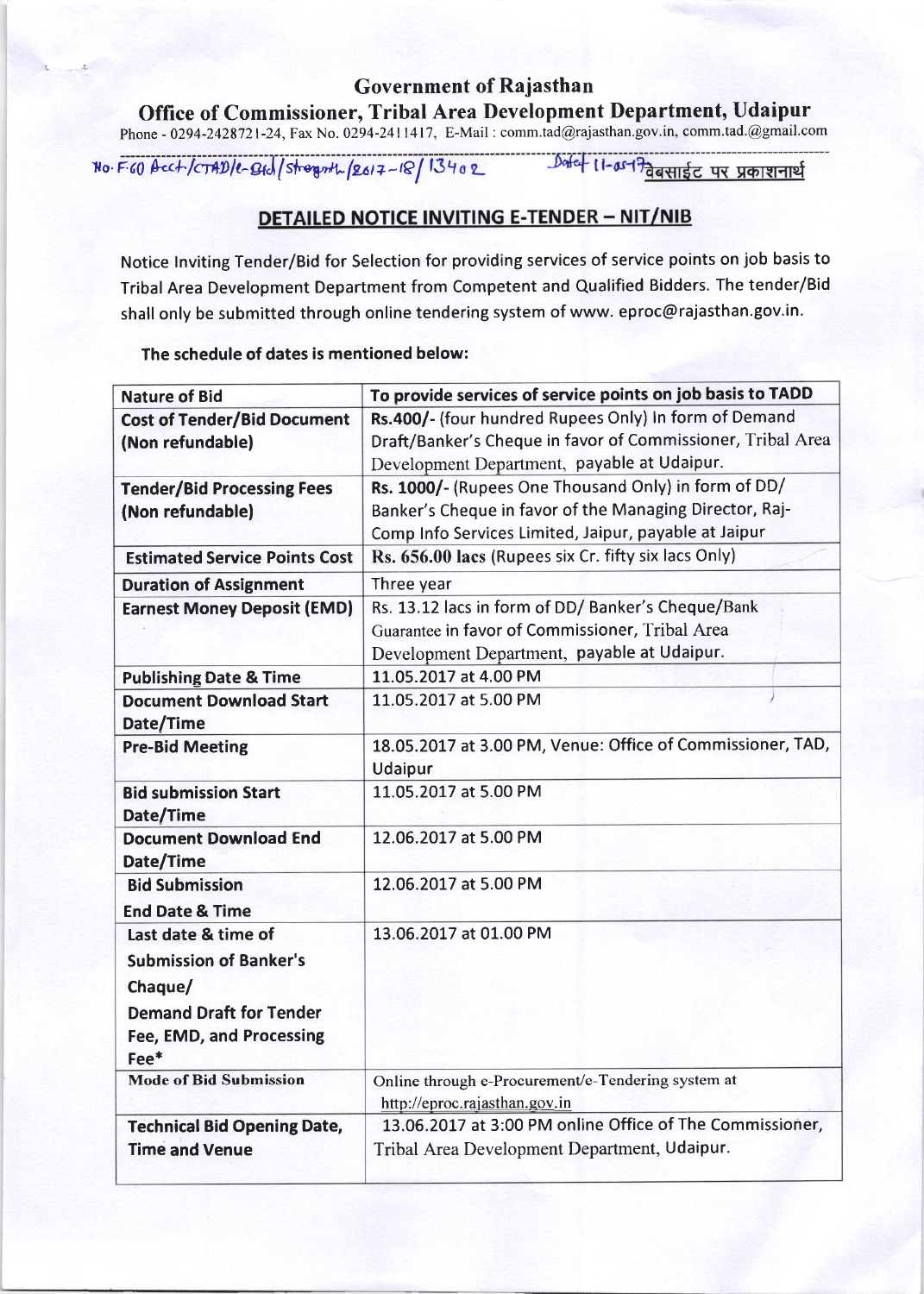# Government of Rajasthan

## Office of Commissioner, Tribal Area Development Department, Udaipur

Phone - 0294-2428721-24, Fax No. 0294-2411417, E-Mail : comm.tad@rajasthan.gov.in, comm.tad.@gmail.com

No. F.60 Acct/CTAD/e-Bid/Strength/2017-18/13402 Dated 11-05-17 वेबसाईट पर प्रकाशनार्थ

## DETAILED NOTICE INVITING E-TENDER – NIT/NIB

Notice Inviting Tender/Bid for Selection for providing services of service points on job basis to Tribal Area Development Department from Competent and Qualified Bidders. The tender/Bid shall only be submitted through online tendering system of www. eproc@rajasthan.gov.in.

**The schedule of dates is mentioned below:**

| Nature of Bid | To provide services of service points on job basis to TADD |
|---|---|
| **Cost of Tender/Bid Document (Non refundable)** | **Rs.400/-** (four hundred Rupees Only) In form of Demand Draft/Banker's Cheque in favor of Commissioner, Tribal Area Development Department, payable at Udaipur. |
| **Tender/Bid Processing Fees (Non refundable)** | **Rs. 1000/-** (Rupees One Thousand Only) in form of DD/ Banker's Cheque in favor of the Managing Director, Raj-Comp Info Services Limited, Jaipur, payable at Jaipur |
| **Estimated Service Points Cost** | **Rs. 656.00 lacs** (Rupees six Cr. fifty six lacs Only) |
| **Duration of Assignment** | Three year |
| **Earnest Money Deposit (EMD)** | Rs. 13.12 lacs in form of DD/ Banker's Cheque/Bank Guarantee in favor of Commissioner, Tribal Area Development Department, payable at Udaipur. |
| **Publishing Date & Time** | 11.05.2017 at 4.00 PM |
| **Document Download Start Date/Time** | 11.05.2017 at 5.00 PM |
| **Pre-Bid Meeting** | 18.05.2017 at 3.00 PM, Venue: Office of Commissioner, TAD, Udaipur |
| **Bid submission Start Date/Time** | 11.05.2017 at 5.00 PM |
| **Document Download End Date/Time** | 12.06.2017 at 5.00 PM |
| **Bid Submission End Date & Time** | 12.06.2017 at 5.00 PM |
| **Last date & time of Submission of Banker's Chaque/ Demand Draft for Tender Fee, EMD, and Processing Fee*** | 13.06.2017 at 01.00 PM |
| **Mode of Bid Submission** | Online through e-Procurement/e-Tendering system at http://eproc.rajasthan.gov.in |
| **Technical Bid Opening Date, Time and Venue** | 13.06.2017 at 3:00 PM online Office of The Commissioner, Tribal Area Development Department, Udaipur. |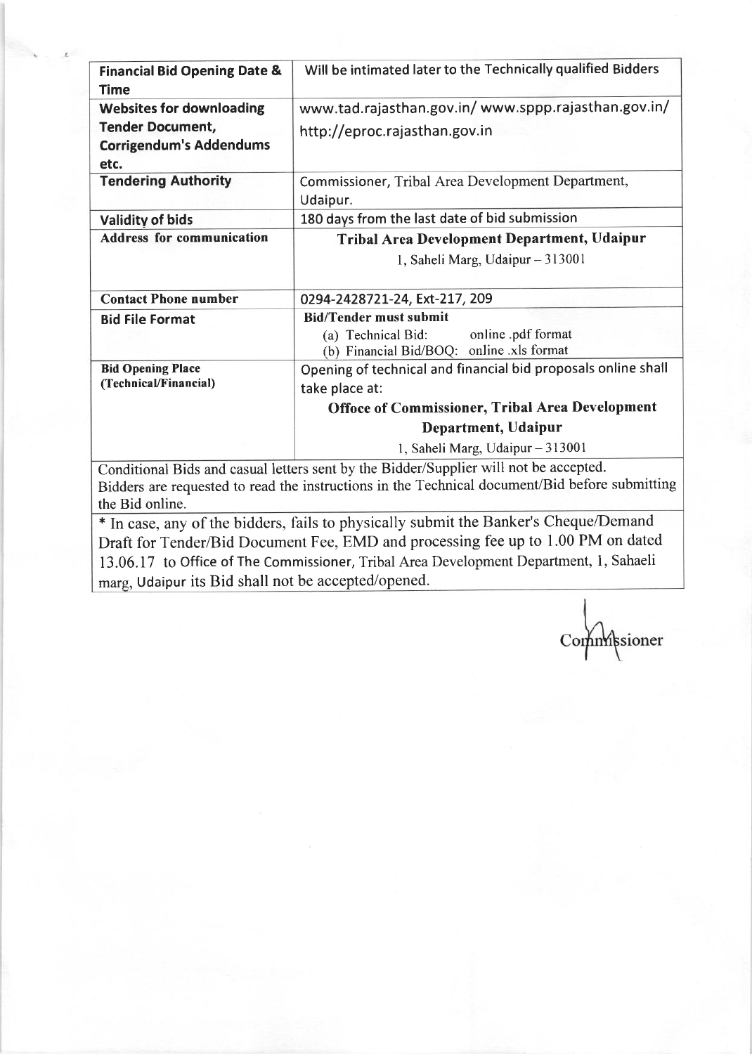| | |
|---|---|
| **Financial Bid Opening Date & Time** | Will be intimated later to the Technically qualified Bidders |
| **Websites for downloading Tender Document, Corrigendum's Addendums etc.** | www.tad.rajasthan.gov.in/ www.sppp.rajasthan.gov.in/ http://eproc.rajasthan.gov.in |
| **Tendering Authority** | Commissioner, Tribal Area Development Department, Udaipur. |
| **Validity of bids** | 180 days from the last date of bid submission |
| **Address for communication** | **Tribal Area Development Department, Udaipur**<br>1, Saheli Marg, Udaipur – 313001 |
| **Contact Phone number** | 0294-2428721-24, Ext-217, 209 |
| **Bid File Format** | **Bid/Tender must submit**<br>(a) Technical Bid: online .pdf format<br>(b) Financial Bid/BOQ: online .xls format |
| **Bid Opening Place (Technical/Financial)** | Opening of technical and financial bid proposals online shall take place at:<br>**Offoce of Commissioner, Tribal Area Development Department, Udaipur**<br>1, Saheli Marg, Udaipur – 313001 |

Conditional Bids and casual letters sent by the Bidder/Supplier will not be accepted.
Bidders are requested to read the instructions in the Technical document/Bid before submitting the Bid online.

* In case, any of the bidders, fails to physically submit the Banker's Cheque/Demand Draft for Tender/Bid Document Fee, EMD and processing fee up to 1.00 PM on dated 13.06.17 to Office of The Commissioner, Tribal Area Development Department, 1, Sahaeli marg, Udaipur its Bid shall not be accepted/opened.

Commissioner